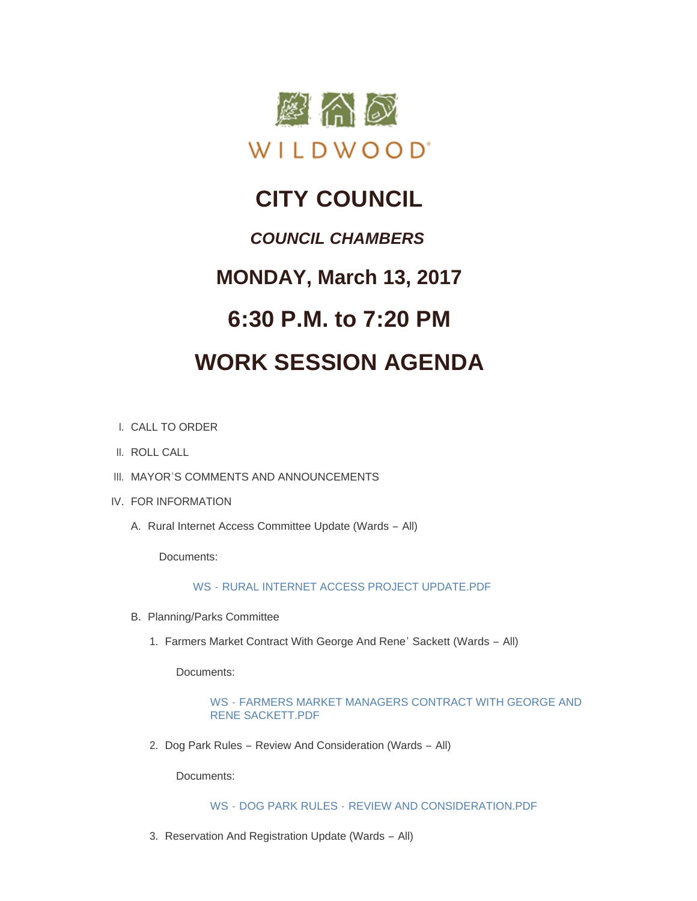WILDWOOD

# CITY COUNCIL

## *COUNCIL CHAMBERS*

## MONDAY, March 13, 2017

## 6:30 P.M. to 7:20 PM

## WORK SESSION AGENDA

I. CALL TO ORDER

II. ROLL CALL

III. MAYOR'S COMMENTS AND ANNOUNCEMENTS

IV. FOR INFORMATION

A. Rural Internet Access Committee Update (Wards – All)

Documents:

WS - RURAL INTERNET ACCESS PROJECT UPDATE.PDF

B. Planning/Parks Committee

1. Farmers Market Contract With George And Rene' Sackett (Wards – All)

Documents:

WS - FARMERS MARKET MANAGERS CONTRACT WITH GEORGE AND RENE SACKETT.PDF

2. Dog Park Rules – Review And Consideration (Wards – All)

Documents:

WS - DOG PARK RULES - REVIEW AND CONSIDERATION.PDF

3. Reservation And Registration Update (Wards – All)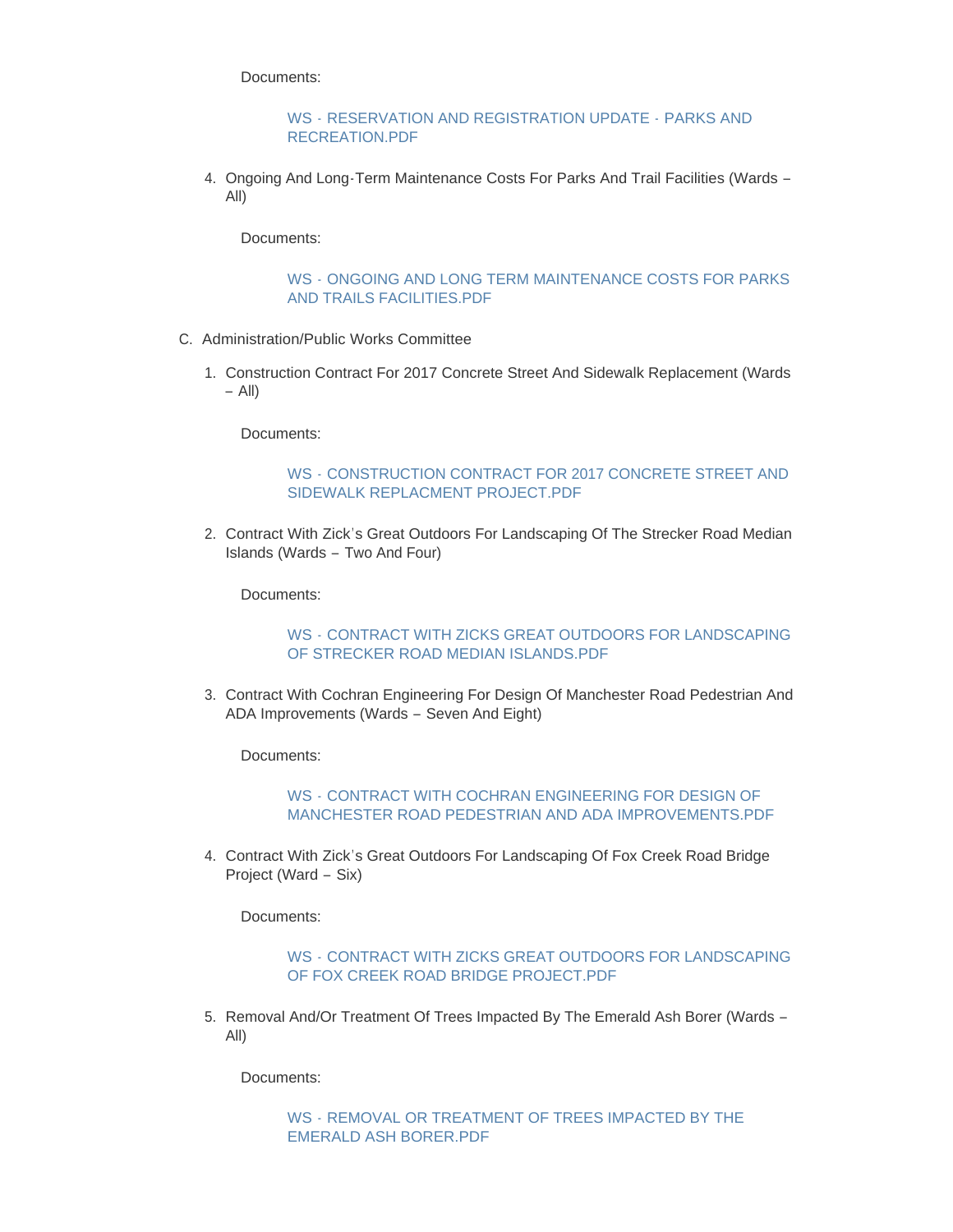Documents:

WS - RESERVATION AND REGISTRATION UPDATE - PARKS AND RECREATION.PDF

4. Ongoing And Long-Term Maintenance Costs For Parks And Trail Facilities (Wards – All)

   Documents:

   WS - ONGOING AND LONG TERM MAINTENANCE COSTS FOR PARKS AND TRAILS FACILITIES.PDF

C. Administration/Public Works Committee

1. Construction Contract For 2017 Concrete Street And Sidewalk Replacement (Wards – All)

   Documents:

   WS - CONSTRUCTION CONTRACT FOR 2017 CONCRETE STREET AND SIDEWALK REPLACMENT PROJECT.PDF

2. Contract With Zick's Great Outdoors For Landscaping Of The Strecker Road Median Islands (Wards – Two And Four)

   Documents:

   WS - CONTRACT WITH ZICKS GREAT OUTDOORS FOR LANDSCAPING OF STRECKER ROAD MEDIAN ISLANDS.PDF

3. Contract With Cochran Engineering For Design Of Manchester Road Pedestrian And ADA Improvements (Wards – Seven And Eight)

   Documents:

   WS - CONTRACT WITH COCHRAN ENGINEERING FOR DESIGN OF MANCHESTER ROAD PEDESTRIAN AND ADA IMPROVEMENTS.PDF

4. Contract With Zick's Great Outdoors For Landscaping Of Fox Creek Road Bridge Project (Ward – Six)

   Documents:

   WS - CONTRACT WITH ZICKS GREAT OUTDOORS FOR LANDSCAPING OF FOX CREEK ROAD BRIDGE PROJECT.PDF

5. Removal And/Or Treatment Of Trees Impacted By The Emerald Ash Borer (Wards – All)

   Documents:

   WS - REMOVAL OR TREATMENT OF TREES IMPACTED BY THE EMERALD ASH BORER.PDF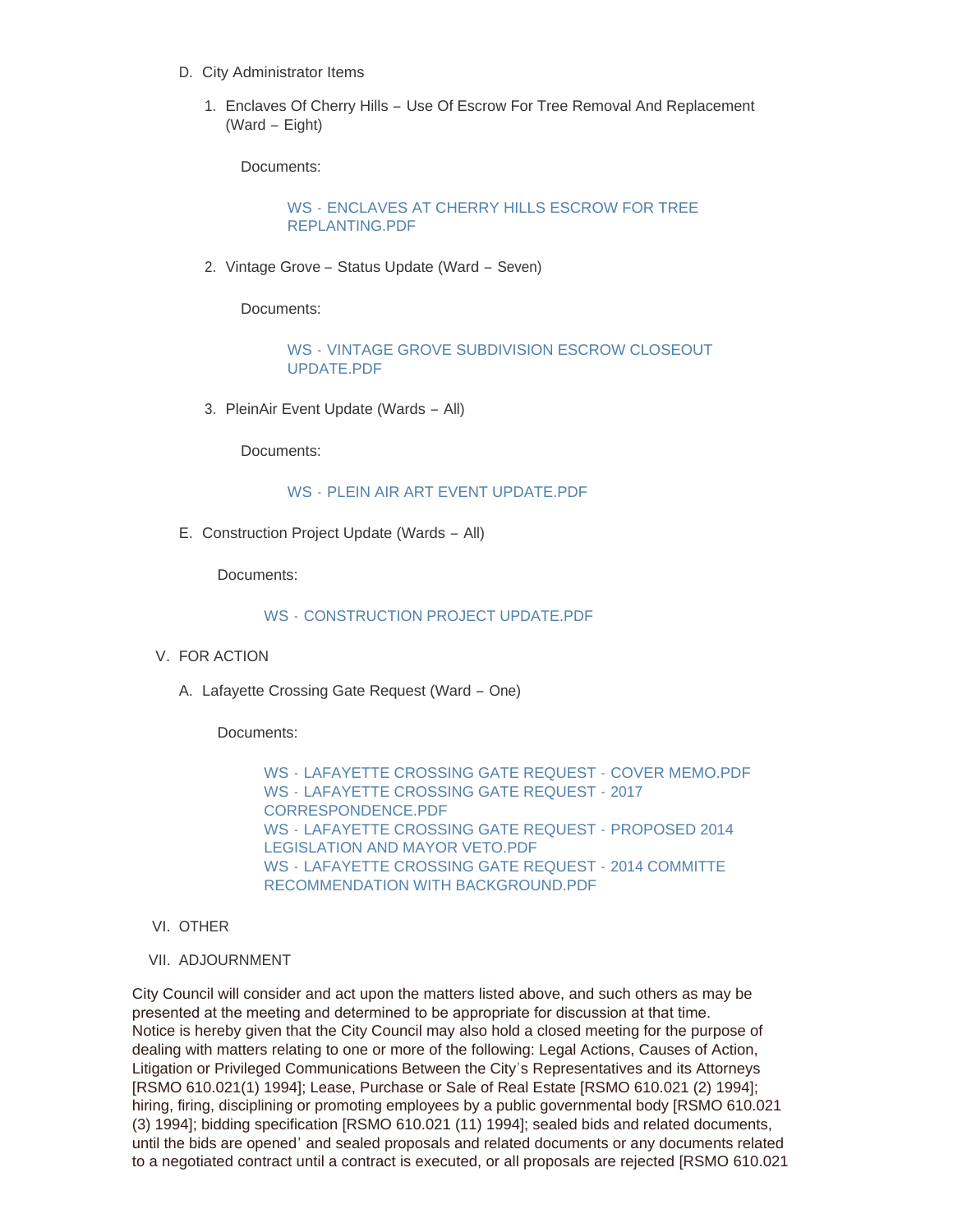D. City Administrator Items

1. Enclaves Of Cherry Hills – Use Of Escrow For Tree Removal And Replacement (Ward – Eight)

   Documents:

   WS - ENCLAVES AT CHERRY HILLS ESCROW FOR TREE REPLANTING.PDF

2. Vintage Grove – Status Update (Ward – Seven)

   Documents:

   WS - VINTAGE GROVE SUBDIVISION ESCROW CLOSEOUT UPDATE.PDF

3. PleinAir Event Update (Wards – All)

   Documents:

   WS - PLEIN AIR ART EVENT UPDATE.PDF

E. Construction Project Update (Wards – All)

   Documents:

   WS - CONSTRUCTION PROJECT UPDATE.PDF

V. FOR ACTION

A. Lafayette Crossing Gate Request (Ward – One)

   Documents:

   WS - LAFAYETTE CROSSING GATE REQUEST - COVER MEMO.PDF
   WS - LAFAYETTE CROSSING GATE REQUEST - 2017 CORRESPONDENCE.PDF
   WS - LAFAYETTE CROSSING GATE REQUEST - PROPOSED 2014 LEGISLATION AND MAYOR VETO.PDF
   WS - LAFAYETTE CROSSING GATE REQUEST - 2014 COMMITTE RECOMMENDATION WITH BACKGROUND.PDF

VI. OTHER

VII. ADJOURNMENT

City Council will consider and act upon the matters listed above, and such others as may be presented at the meeting and determined to be appropriate for discussion at that time.
Notice is hereby given that the City Council may also hold a closed meeting for the purpose of dealing with matters relating to one or more of the following: Legal Actions, Causes of Action, Litigation or Privileged Communications Between the City's Representatives and its Attorneys [RSMO 610.021(1) 1994]; Lease, Purchase or Sale of Real Estate [RSMO 610.021 (2) 1994]; hiring, firing, disciplining or promoting employees by a public governmental body [RSMO 610.021 (3) 1994]; bidding specification [RSMO 610.021 (11) 1994]; sealed bids and related documents, until the bids are opened' and sealed proposals and related documents or any documents related to a negotiated contract until a contract is executed, or all proposals are rejected [RSMO 610.021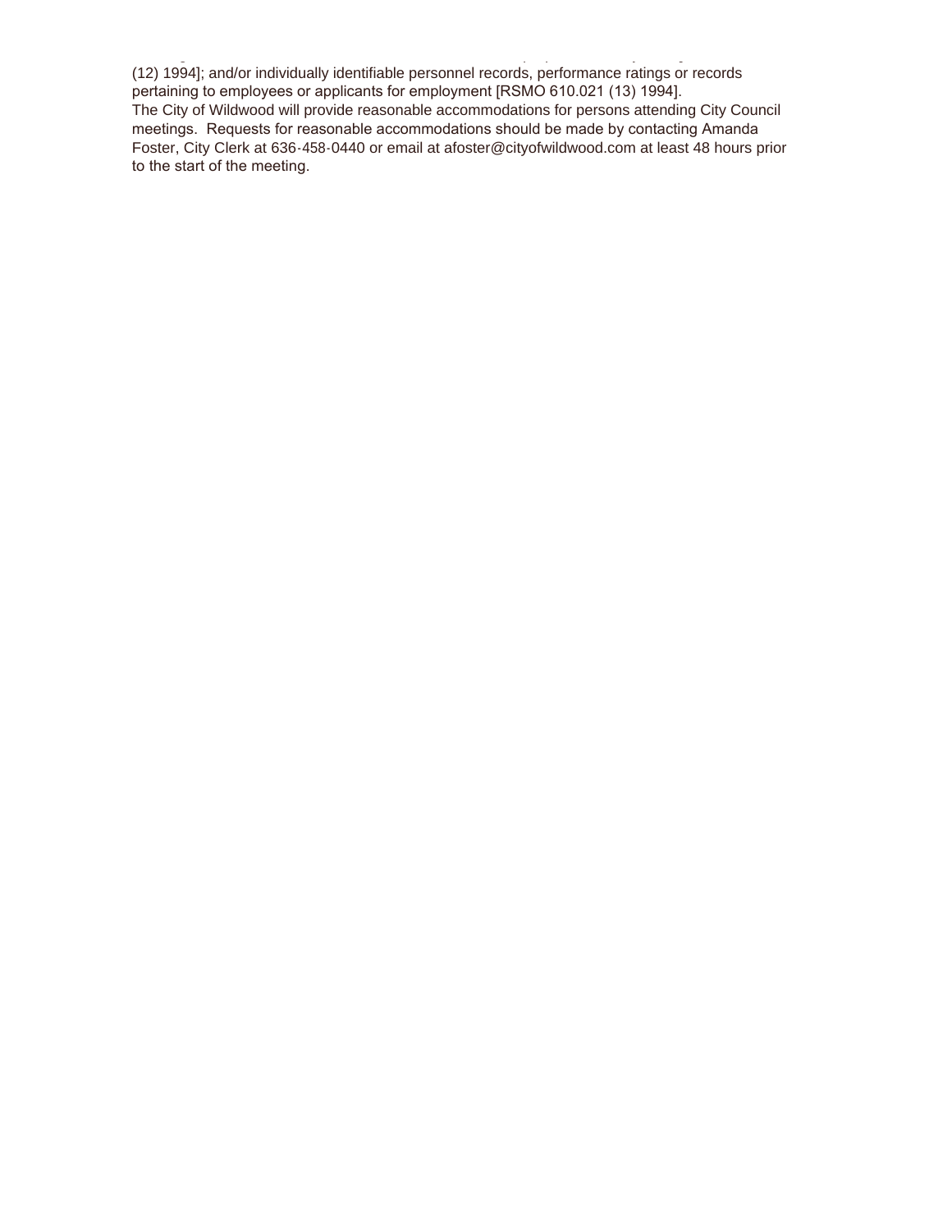(12) 1994]; and/or individually identifiable personnel records, performance ratings or records pertaining to employees or applicants for employment [RSMO 610.021 (13) 1994].

The City of Wildwood will provide reasonable accommodations for persons attending City Council meetings. Requests for reasonable accommodations should be made by contacting Amanda Foster, City Clerk at 636-458-0440 or email at afoster@cityofwildwood.com at least 48 hours prior to the start of the meeting.